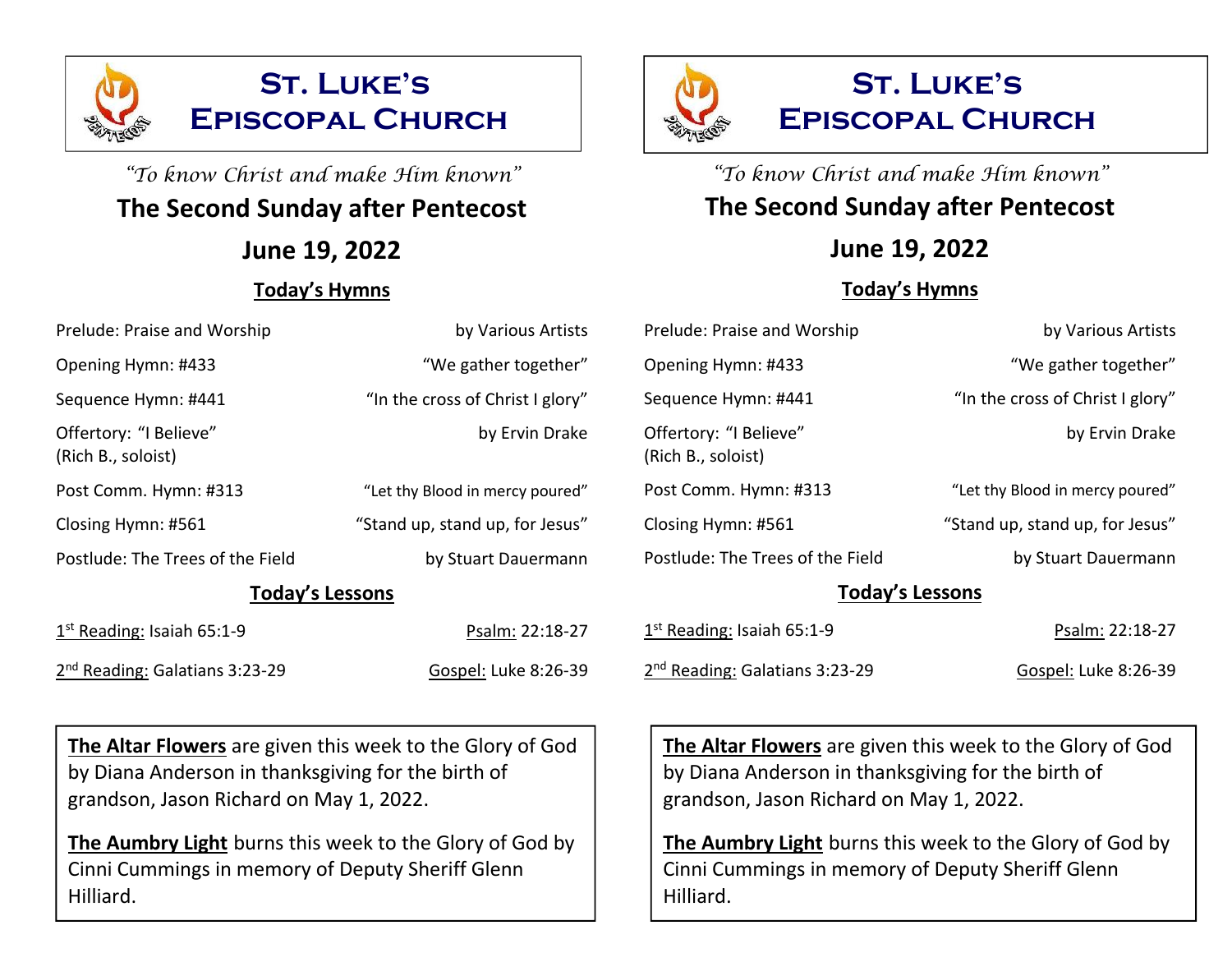# St. Luke's Episcopal Church

*"To know Christ and make Him known"*

## The Second Sunday after Pentecost

## June 19, 2022

### Today's Hymns

| | |
|---|---|
| Prelude: Praise and Worship | by Various Artists |
| Opening Hymn: #433 | "We gather together" |
| Sequence Hymn: #441 | "In the cross of Christ I glory" |
| Offertory: "I Believe" (Rich B., soloist) | by Ervin Drake |
| Post Comm. Hymn: #313 | "Let thy Blood in mercy poured" |
| Closing Hymn: #561 | "Stand up, stand up, for Jesus" |
| Postlude: The Trees of the Field | by Stuart Dauermann |

### Today's Lessons

| | |
|---|---|
| 1st Reading: Isaiah 65:1-9 | Psalm: 22:18-27 |
| 2nd Reading: Galatians 3:23-29 | Gospel: Luke 8:26-39 |

**The Altar Flowers** are given this week to the Glory of God by Diana Anderson in thanksgiving for the birth of grandson, Jason Richard on May 1, 2022.

**The Aumbry Light** burns this week to the Glory of God by Cinni Cummings in memory of Deputy Sheriff Glenn Hilliard.

# St. Luke's Episcopal Church

*"To know Christ and make Him known"*

## The Second Sunday after Pentecost

## June 19, 2022

### Today's Hymns

| | |
|---|---|
| Prelude: Praise and Worship | by Various Artists |
| Opening Hymn: #433 | "We gather together" |
| Sequence Hymn: #441 | "In the cross of Christ I glory" |
| Offertory: "I Believe" (Rich B., soloist) | by Ervin Drake |
| Post Comm. Hymn: #313 | "Let thy Blood in mercy poured" |
| Closing Hymn: #561 | "Stand up, stand up, for Jesus" |
| Postlude: The Trees of the Field | by Stuart Dauermann |

### Today's Lessons

| | |
|---|---|
| 1st Reading: Isaiah 65:1-9 | Psalm: 22:18-27 |
| 2nd Reading: Galatians 3:23-29 | Gospel: Luke 8:26-39 |

**The Altar Flowers** are given this week to the Glory of God by Diana Anderson in thanksgiving for the birth of grandson, Jason Richard on May 1, 2022.

**The Aumbry Light** burns this week to the Glory of God by Cinni Cummings in memory of Deputy Sheriff Glenn Hilliard.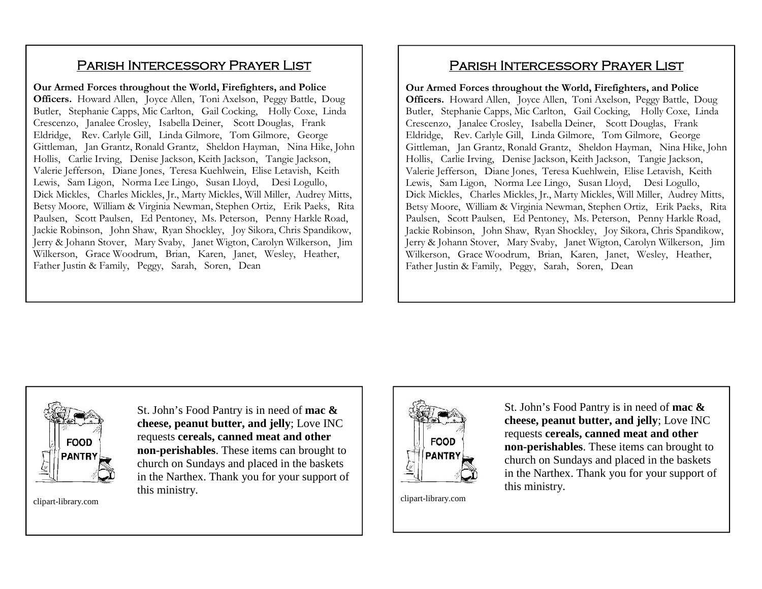## Parish Intercessory Prayer List

**Our Armed Forces throughout the World, Firefighters, and Police Officers.** Howard Allen, Joyce Allen, Toni Axelson, Peggy Battle, Doug Butler, Stephanie Capps, Mic Carlton, Gail Cocking, Holly Coxe, Linda Crescenzo, Janalee Crosley, Isabella Deiner, Scott Douglas, Frank Eldridge, Rev. Carlyle Gill, Linda Gilmore, Tom Gilmore, George Gittleman, Jan Grantz, Ronald Grantz, Sheldon Hayman, Nina Hike, John Hollis, Carlie Irving, Denise Jackson, Keith Jackson, Tangie Jackson, Valerie Jefferson, Diane Jones, Teresa Kuehlwein, Elise Letavish, Keith Lewis, Sam Ligon, Norma Lee Lingo, Susan Lloyd, Desi Logullo, Dick Mickles, Charles Mickles, Jr., Marty Mickles, Will Miller, Audrey Mitts, Betsy Moore, William & Virginia Newman, Stephen Ortiz, Erik Paeks, Rita Paulsen, Scott Paulsen, Ed Pentoney, Ms. Peterson, Penny Harkle Road, Jackie Robinson, John Shaw, Ryan Shockley, Joy Sikora, Chris Spandikow, Jerry & Johann Stover, Mary Svaby, Janet Wigton, Carolyn Wilkerson, Jim Wilkerson, Grace Woodrum, Brian, Karen, Janet, Wesley, Heather, Father Justin & Family, Peggy, Sarah, Soren, Dean

## Parish Intercessory Prayer List

**Our Armed Forces throughout the World, Firefighters, and Police Officers.** Howard Allen, Joyce Allen, Toni Axelson, Peggy Battle, Doug Butler, Stephanie Capps, Mic Carlton, Gail Cocking, Holly Coxe, Linda Crescenzo, Janalee Crosley, Isabella Deiner, Scott Douglas, Frank Eldridge, Rev. Carlyle Gill, Linda Gilmore, Tom Gilmore, George Gittleman, Jan Grantz, Ronald Grantz, Sheldon Hayman, Nina Hike, John Hollis, Carlie Irving, Denise Jackson, Keith Jackson, Tangie Jackson, Valerie Jefferson, Diane Jones, Teresa Kuehlwein, Elise Letavish, Keith Lewis, Sam Ligon, Norma Lee Lingo, Susan Lloyd, Desi Logullo, Dick Mickles, Charles Mickles, Jr., Marty Mickles, Will Miller, Audrey Mitts, Betsy Moore, William & Virginia Newman, Stephen Ortiz, Erik Paeks, Rita Paulsen, Scott Paulsen, Ed Pentoney, Ms. Peterson, Penny Harkle Road, Jackie Robinson, John Shaw, Ryan Shockley, Joy Sikora, Chris Spandikow, Jerry & Johann Stover, Mary Svaby, Janet Wigton, Carolyn Wilkerson, Jim Wilkerson, Grace Woodrum, Brian, Karen, Janet, Wesley, Heather, Father Justin & Family, Peggy, Sarah, Soren, Dean

FOOD PANTRY

St. John's Food Pantry is in need of **mac & cheese, peanut butter, and jelly**; Love INC requests **cereals, canned meat and other non-perishables**. These items can brought to church on Sundays and placed in the baskets in the Narthex. Thank you for your support of this ministry.

clipart-library.com

FOOD PANTRY

St. John's Food Pantry is in need of **mac & cheese, peanut butter, and jelly**; Love INC requests **cereals, canned meat and other non-perishables**. These items can brought to church on Sundays and placed in the baskets in the Narthex. Thank you for your support of this ministry.

clipart-library.com